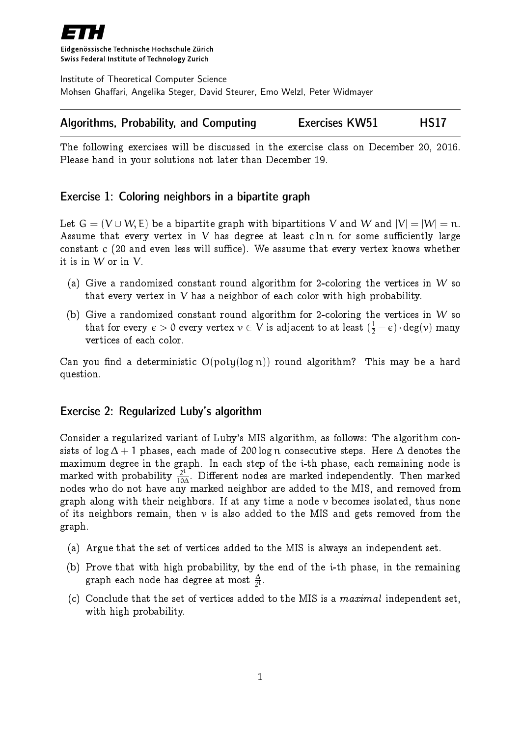# ETH

Eidgenössische Technische Hochschule Zürich
Swiss Federal Institute of Technology Zurich

Institute of Theoretical Computer Science
Mohsen Ghaffari, Angelika Steger, David Steurer, Emo Welzl, Peter Widmayer

**Algorithms, Probability, and Computing** — **Exercises KW51** — **HS17**

The following exercises will be discussed in the exercise class on December 20, 2016. Please hand in your solutions not later than December 19.

## Exercise 1: Coloring neighbors in a bipartite graph

Let $G = (V \cup W, E)$ be a bipartite graph with bipartitions $V$ and $W$ and $|V| = |W| = n$. Assume that every vertex in $V$ has degree at least $c \ln n$ for some sufficiently large constant $c$ (20 and even less will suffice). We assume that every vertex knows whether it is in $W$ or in $V$.

(a) Give a randomized constant round algorithm for 2-coloring the vertices in $W$ so that every vertex in $V$ has a neighbor of each color with high probability.

(b) Give a randomized constant round algorithm for 2-coloring the vertices in $W$ so that for every $\epsilon > 0$ every vertex $v \in V$ is adjacent to at least $(\frac{1}{2} - \epsilon) \cdot \deg(v)$ many vertices of each color.

Can you find a deterministic $O(\text{poly}(\log n))$ round algorithm? This may be a hard question.

## Exercise 2: Regularized Luby's algorithm

Consider a regularized variant of Luby's MIS algorithm, as follows: The algorithm consists of $\log \Delta + 1$ phases, each made of $200 \log n$ consecutive steps. Here $\Delta$ denotes the maximum degree in the graph. In each step of the i-th phase, each remaining node is marked with probability $\frac{2^i}{10\Delta}$. Different nodes are marked independently. Then marked nodes who do not have any marked neighbor are added to the MIS, and removed from graph along with their neighbors. If at any time a node $v$ becomes isolated, thus none of its neighbors remain, then $v$ is also added to the MIS and gets removed from the graph.

(a) Argue that the set of vertices added to the MIS is always an independent set.

(b) Prove that with high probability, by the end of the i-th phase, in the remaining graph each node has degree at most $\frac{\Delta}{2^i}$.

(c) Conclude that the set of vertices added to the MIS is a *maximal* independent set, with high probability.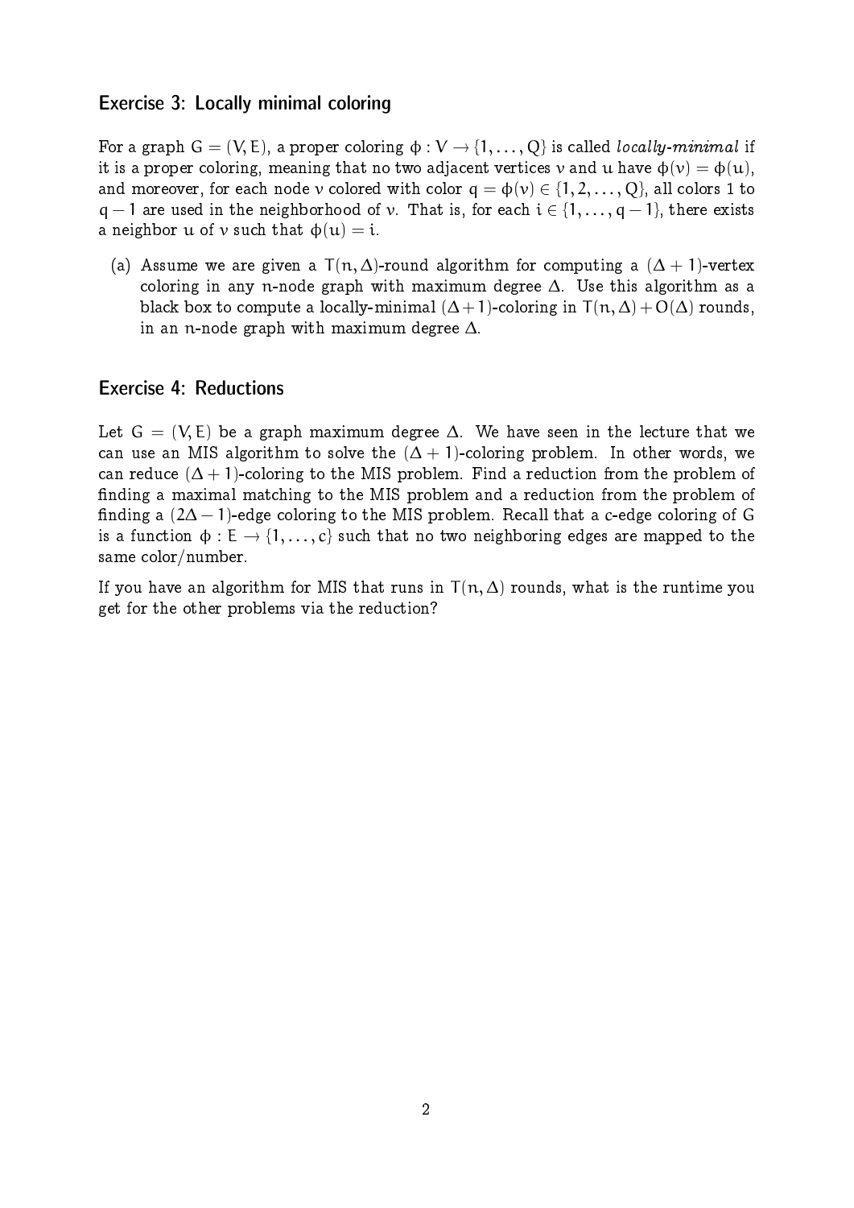## Exercise 3: Locally minimal coloring

For a graph $G = (V, E)$, a proper coloring $\phi : V \to \{1, \dots, Q\}$ is called *locally-minimal* if it is a proper coloring, meaning that no two adjacent vertices $v$ and $u$ have $\phi(v) = \phi(u)$, and moreover, for each node $v$ colored with color $q = \phi(v) \in \{1, 2, \dots, Q\}$, all colors 1 to $q - 1$ are used in the neighborhood of $v$. That is, for each $i \in \{1, \dots, q - 1\}$, there exists a neighbor $u$ of $v$ such that $\phi(u) = i$.

(a) Assume we are given a $T(n, \Delta)$-round algorithm for computing a $(\Delta + 1)$-vertex coloring in any $n$-node graph with maximum degree $\Delta$. Use this algorithm as a black box to compute a locally-minimal $(\Delta+1)$-coloring in $T(n, \Delta) + O(\Delta)$ rounds, in an $n$-node graph with maximum degree $\Delta$.

## Exercise 4: Reductions

Let $G = (V, E)$ be a graph maximum degree $\Delta$. We have seen in the lecture that we can use an MIS algorithm to solve the $(\Delta + 1)$-coloring problem. In other words, we can reduce $(\Delta + 1)$-coloring to the MIS problem. Find a reduction from the problem of finding a maximal matching to the MIS problem and a reduction from the problem of finding a $(2\Delta - 1)$-edge coloring to the MIS problem. Recall that a $c$-edge coloring of $G$ is a function $\phi : E \to \{1, \dots, c\}$ such that no two neighboring edges are mapped to the same color/number.

If you have an algorithm for MIS that runs in $T(n, \Delta)$ rounds, what is the runtime you get for the other problems via the reduction?